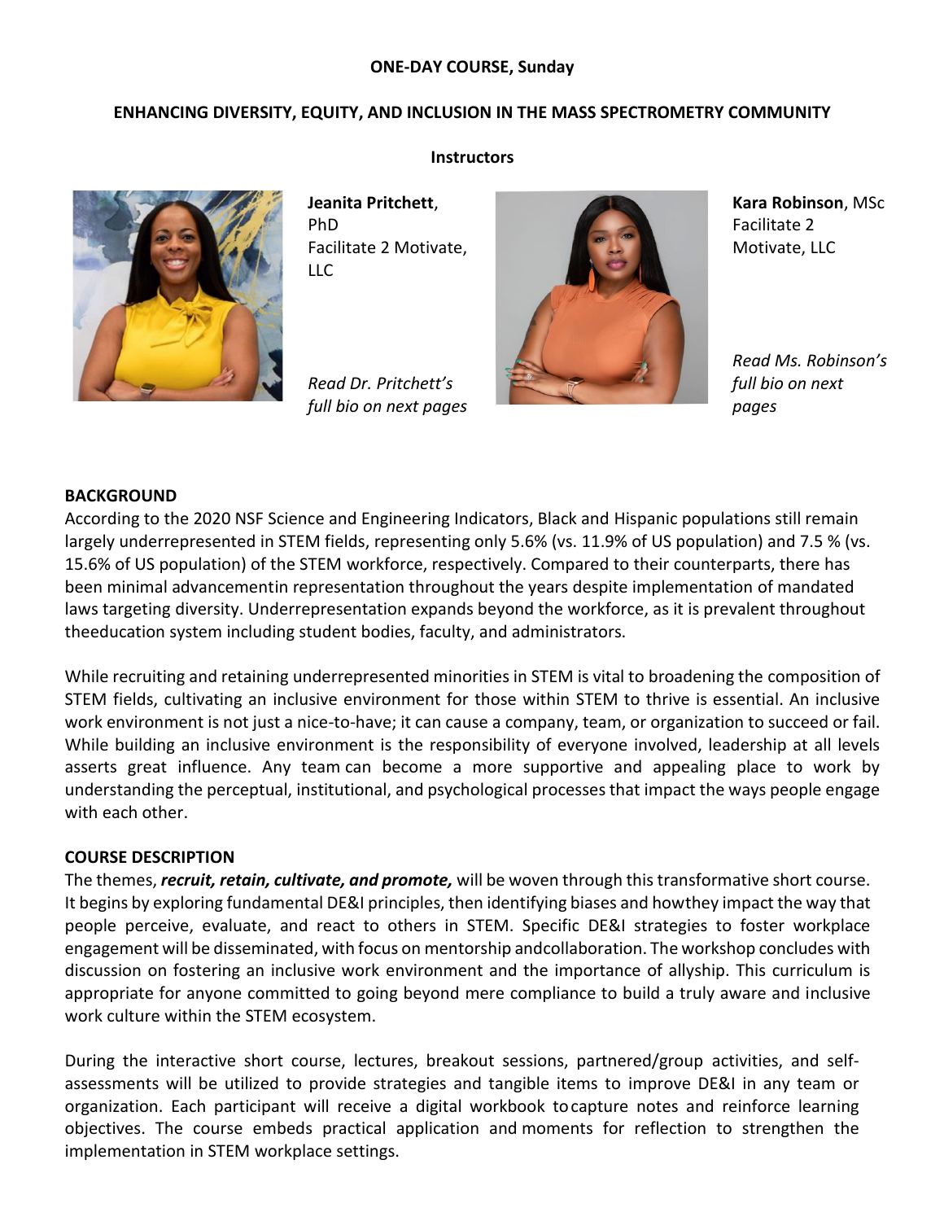**ONE-DAY COURSE, Sunday**

# ENHANCING DIVERSITY, EQUITY, AND INCLUSION IN THE MASS SPECTROMETRY COMMUNITY

## Instructors

**Jeanita Pritchett**, PhD
Facilitate 2 Motivate, LLC

*Read Dr. Pritchett's full bio on next pages*

**Kara Robinson**, MSc
Facilitate 2 Motivate, LLC

*Read Ms. Robinson's full bio on next pages*

## BACKGROUND

According to the 2020 NSF Science and Engineering Indicators, Black and Hispanic populations still remain largely underrepresented in STEM fields, representing only 5.6% (vs. 11.9% of US population) and 7.5 % (vs. 15.6% of US population) of the STEM workforce, respectively. Compared to their counterparts, there has been minimal advancementin representation throughout the years despite implementation of mandated laws targeting diversity. Underrepresentation expands beyond the workforce, as it is prevalent throughout theeducation system including student bodies, faculty, and administrators.

While recruiting and retaining underrepresented minorities in STEM is vital to broadening the composition of STEM fields, cultivating an inclusive environment for those within STEM to thrive is essential. An inclusive work environment is not just a nice-to-have; it can cause a company, team, or organization to succeed or fail. While building an inclusive environment is the responsibility of everyone involved, leadership at all levels asserts great influence. Any team can become a more supportive and appealing place to work by understanding the perceptual, institutional, and psychological processes that impact the ways people engage with each other.

## COURSE DESCRIPTION

The themes, ***recruit, retain, cultivate, and promote,*** will be woven through this transformative short course. It begins by exploring fundamental DE&I principles, then identifying biases and howthey impact the way that people perceive, evaluate, and react to others in STEM. Specific DE&I strategies to foster workplace engagement will be disseminated, with focus on mentorship andcollaboration. The workshop concludes with discussion on fostering an inclusive work environment and the importance of allyship. This curriculum is appropriate for anyone committed to going beyond mere compliance to build a truly aware and inclusive work culture within the STEM ecosystem.

During the interactive short course, lectures, breakout sessions, partnered/group activities, and self-assessments will be utilized to provide strategies and tangible items to improve DE&I in any team or organization. Each participant will receive a digital workbook tocapture notes and reinforce learning objectives. The course embeds practical application and moments for reflection to strengthen the implementation in STEM workplace settings.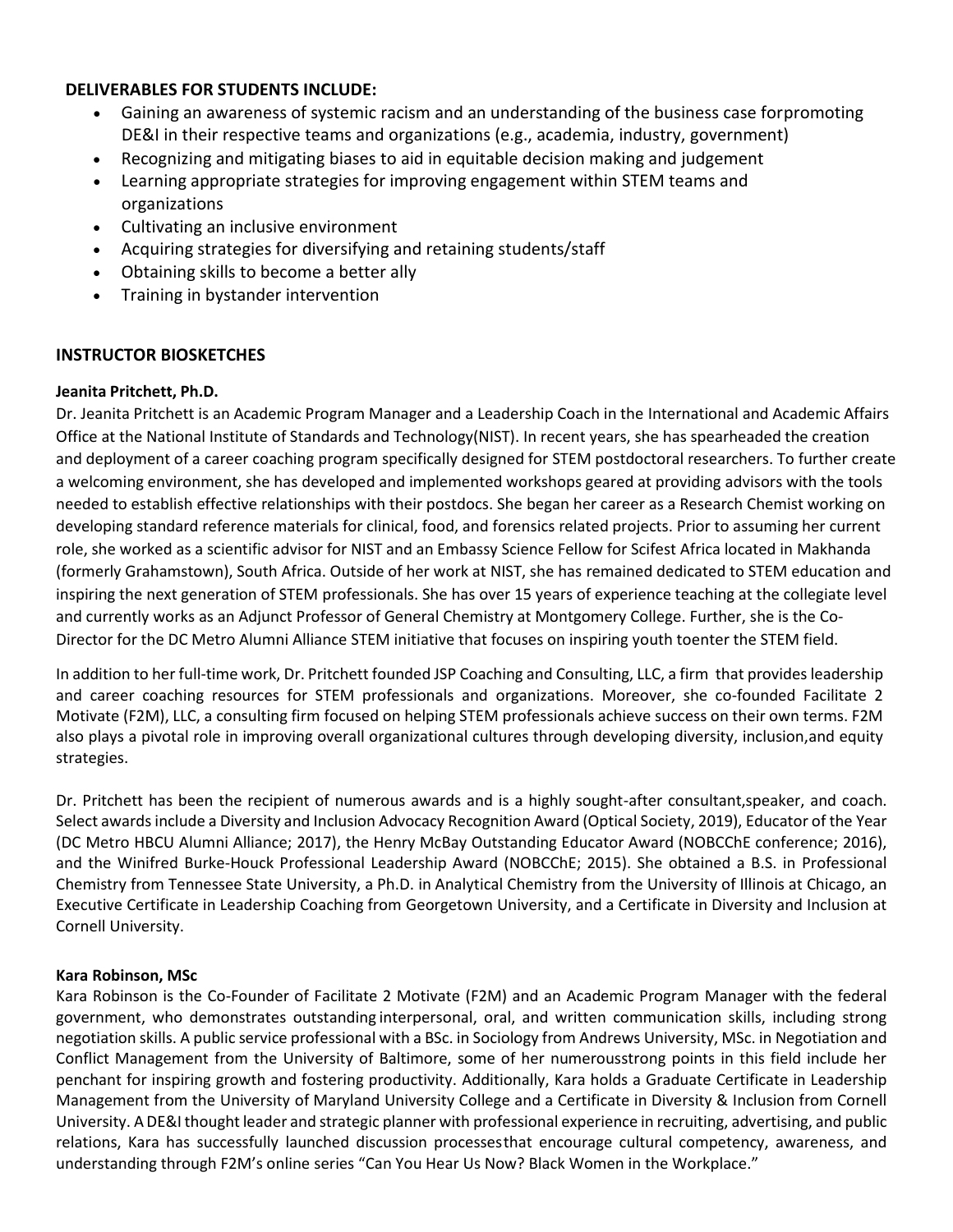**DELIVERABLES FOR STUDENTS INCLUDE:**

- Gaining an awareness of systemic racism and an understanding of the business case forpromoting DE&I in their respective teams and organizations (e.g., academia, industry, government)
- Recognizing and mitigating biases to aid in equitable decision making and judgement
- Learning appropriate strategies for improving engagement within STEM teams and organizations
- Cultivating an inclusive environment
- Acquiring strategies for diversifying and retaining students/staff
- Obtaining skills to become a better ally
- Training in bystander intervention

## INSTRUCTOR BIOSKETCHES

**Jeanita Pritchett, Ph.D.**

Dr. Jeanita Pritchett is an Academic Program Manager and a Leadership Coach in the International and Academic Affairs Office at the National Institute of Standards and Technology(NIST). In recent years, she has spearheaded the creation and deployment of a career coaching program specifically designed for STEM postdoctoral researchers. To further create a welcoming environment, she has developed and implemented workshops geared at providing advisors with the tools needed to establish effective relationships with their postdocs. She began her career as a Research Chemist working on developing standard reference materials for clinical, food, and forensics related projects. Prior to assuming her current role, she worked as a scientific advisor for NIST and an Embassy Science Fellow for Scifest Africa located in Makhanda (formerly Grahamstown), South Africa. Outside of her work at NIST, she has remained dedicated to STEM education and inspiring the next generation of STEM professionals. She has over 15 years of experience teaching at the collegiate level and currently works as an Adjunct Professor of General Chemistry at Montgomery College. Further, she is the Co-Director for the DC Metro Alumni Alliance STEM initiative that focuses on inspiring youth toenter the STEM field.

In addition to her full-time work, Dr. Pritchett founded JSP Coaching and Consulting, LLC, a firm that provides leadership and career coaching resources for STEM professionals and organizations. Moreover, she co-founded Facilitate 2 Motivate (F2M), LLC, a consulting firm focused on helping STEM professionals achieve success on their own terms. F2M also plays a pivotal role in improving overall organizational cultures through developing diversity, inclusion,and equity strategies.

Dr. Pritchett has been the recipient of numerous awards and is a highly sought-after consultant,speaker, and coach. Select awards include a Diversity and Inclusion Advocacy Recognition Award (Optical Society, 2019), Educator of the Year (DC Metro HBCU Alumni Alliance; 2017), the Henry McBay Outstanding Educator Award (NOBCChE conference; 2016), and the Winifred Burke-Houck Professional Leadership Award (NOBCChE; 2015). She obtained a B.S. in Professional Chemistry from Tennessee State University, a Ph.D. in Analytical Chemistry from the University of Illinois at Chicago, an Executive Certificate in Leadership Coaching from Georgetown University, and a Certificate in Diversity and Inclusion at Cornell University.

**Kara Robinson, MSc**

Kara Robinson is the Co-Founder of Facilitate 2 Motivate (F2M) and an Academic Program Manager with the federal government, who demonstrates outstanding interpersonal, oral, and written communication skills, including strong negotiation skills. A public service professional with a BSc. in Sociology from Andrews University, MSc. in Negotiation and Conflict Management from the University of Baltimore, some of her numerousstrong points in this field include her penchant for inspiring growth and fostering productivity. Additionally, Kara holds a Graduate Certificate in Leadership Management from the University of Maryland University College and a Certificate in Diversity & Inclusion from Cornell University. A DE&I thought leader and strategic planner with professional experience in recruiting, advertising, and public relations, Kara has successfully launched discussion processesthat encourage cultural competency, awareness, and understanding through F2M's online series "Can You Hear Us Now? Black Women in the Workplace."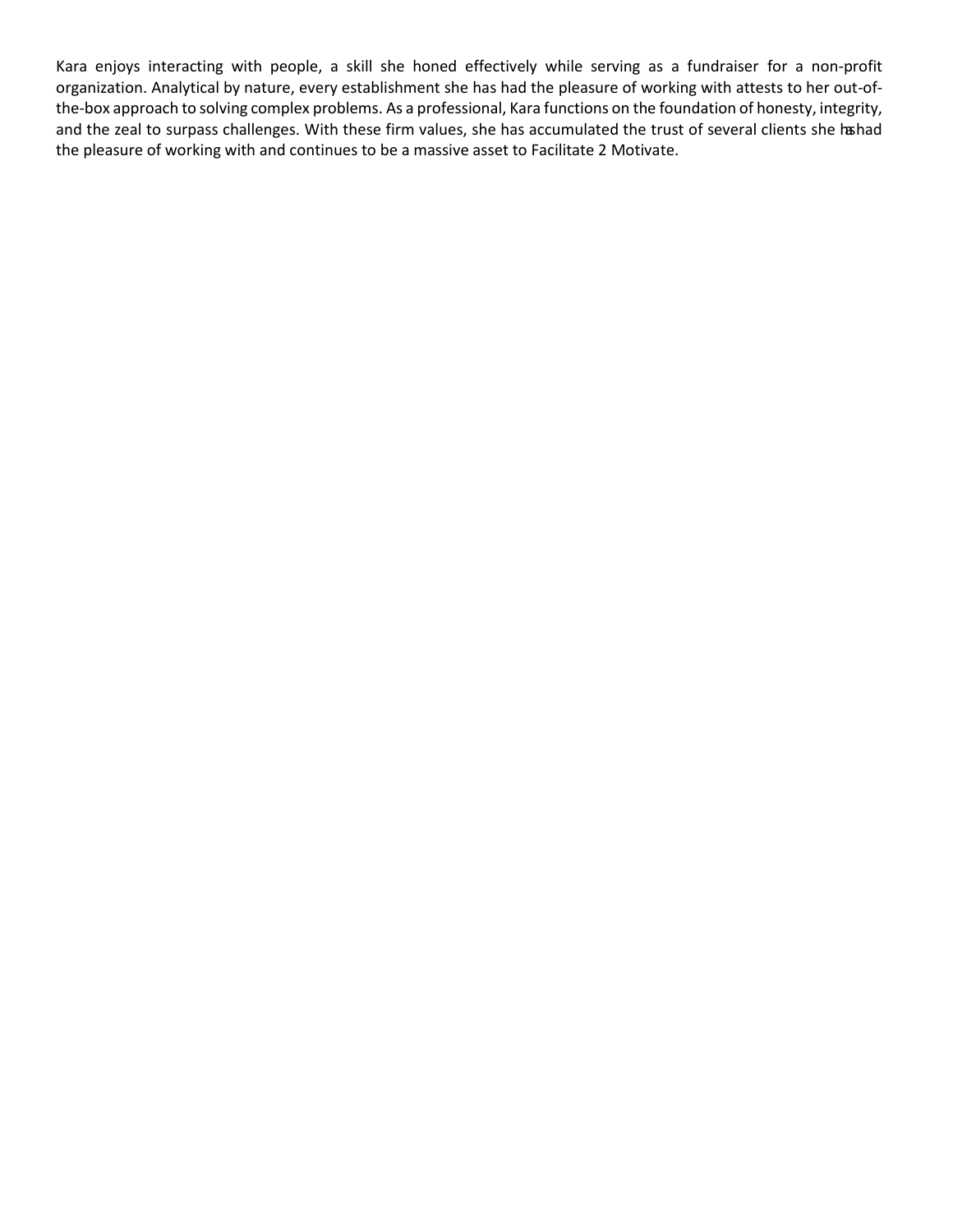Kara enjoys interacting with people, a skill she honed effectively while serving as a fundraiser for a non-profit organization. Analytical by nature, every establishment she has had the pleasure of working with attests to her out-of-the-box approach to solving complex problems. As a professional, Kara functions on the foundation of honesty, integrity, and the zeal to surpass challenges. With these firm values, she has accumulated the trust of several clients she has had the pleasure of working with and continues to be a massive asset to Facilitate 2 Motivate.